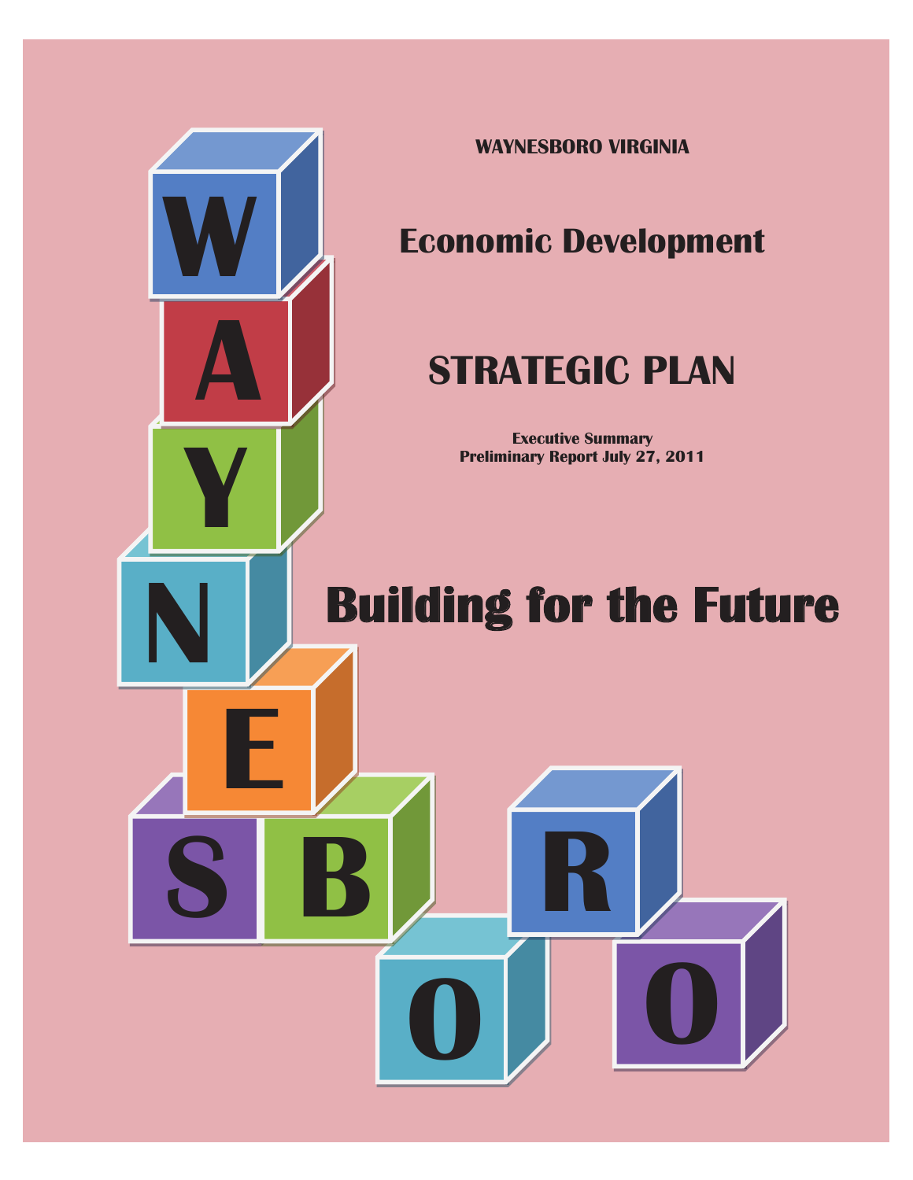**WAYNESBORO VIRGINIA**

# Economic Development

# STRATEGIC PLAN

**Executive Summary**
**Preliminary Report July 27, 2011**

# Building for the Future

W A Y N E S B O R O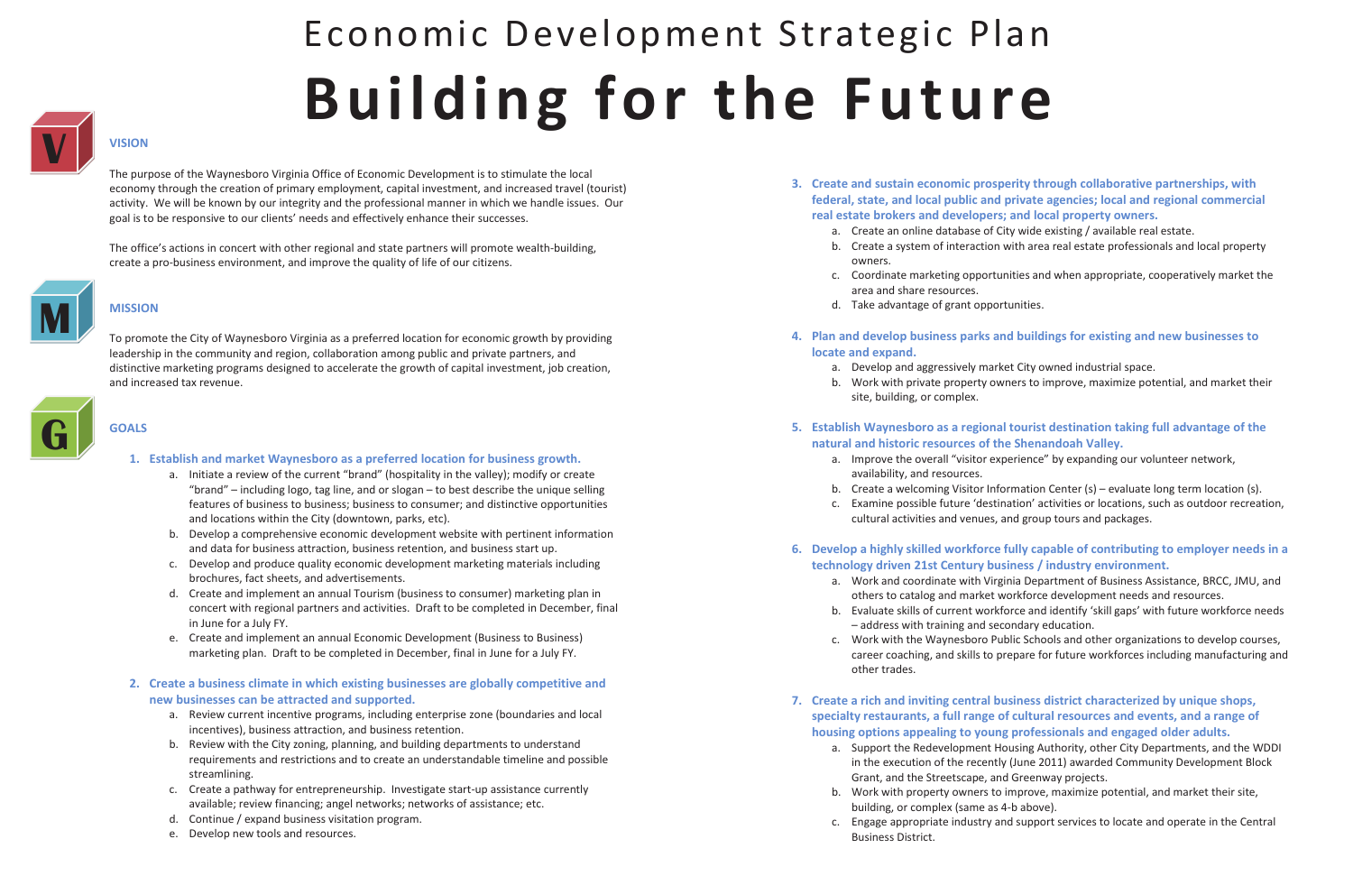# Economic Development Strategic Plan

# Building for the Future

## VISION

The purpose of the Waynesboro Virginia Office of Economic Development is to stimulate the local economy through the creation of primary employment, capital investment, and increased travel (tourist) activity. We will be known by our integrity and the professional manner in which we handle issues. Our goal is to be responsive to our clients' needs and effectively enhance their successes.

The office's actions in concert with other regional and state partners will promote wealth-building, create a pro-business environment, and improve the quality of life of our citizens.

## MISSION

To promote the City of Waynesboro Virginia as a preferred location for economic growth by providing leadership in the community and region, collaboration among public and private partners, and distinctive marketing programs designed to accelerate the growth of capital investment, job creation, and increased tax revenue.

## GOALS

1. **Establish and market Waynesboro as a preferred location for business growth.**
   a. Initiate a review of the current "brand" (hospitality in the valley); modify or create "brand" – including logo, tag line, and or slogan – to best describe the unique selling features of business to business; business to consumer; and distinctive opportunities and locations within the City (downtown, parks, etc).
   b. Develop a comprehensive economic development website with pertinent information and data for business attraction, business retention, and business start up.
   c. Develop and produce quality economic development marketing materials including brochures, fact sheets, and advertisements.
   d. Create and implement an annual Tourism (business to consumer) marketing plan in concert with regional partners and activities. Draft to be completed in December, final in June for a July FY.
   e. Create and implement an annual Economic Development (Business to Business) marketing plan. Draft to be completed in December, final in June for a July FY.

2. **Create a business climate in which existing businesses are globally competitive and new businesses can be attracted and supported.**
   a. Review current incentive programs, including enterprise zone (boundaries and local incentives), business attraction, and business retention.
   b. Review with the City zoning, planning, and building departments to understand requirements and restrictions and to create an understandable timeline and possible streamlining.
   c. Create a pathway for entrepreneurship. Investigate start-up assistance currently available; review financing; angel networks; networks of assistance; etc.
   d. Continue / expand business visitation program.
   e. Develop new tools and resources.

3. **Create and sustain economic prosperity through collaborative partnerships, with federal, state, and local public and private agencies; local and regional commercial real estate brokers and developers; and local property owners.**
   a. Create an online database of City wide existing / available real estate.
   b. Create a system of interaction with area real estate professionals and local property owners.
   c. Coordinate marketing opportunities and when appropriate, cooperatively market the area and share resources.
   d. Take advantage of grant opportunities.

4. **Plan and develop business parks and buildings for existing and new businesses to locate and expand.**
   a. Develop and aggressively market City owned industrial space.
   b. Work with private property owners to improve, maximize potential, and market their site, building, or complex.

5. **Establish Waynesboro as a regional tourist destination taking full advantage of the natural and historic resources of the Shenandoah Valley.**
   a. Improve the overall "visitor experience" by expanding our volunteer network, availability, and resources.
   b. Create a welcoming Visitor Information Center (s) – evaluate long term location (s).
   c. Examine possible future 'destination' activities or locations, such as outdoor recreation, cultural activities and venues, and group tours and packages.

6. **Develop a highly skilled workforce fully capable of contributing to employer needs in a technology driven 21st Century business / industry environment.**
   a. Work and coordinate with Virginia Department of Business Assistance, BRCC, JMU, and others to catalog and market workforce development needs and resources.
   b. Evaluate skills of current workforce and identify 'skill gaps' with future workforce needs – address with training and secondary education.
   c. Work with the Waynesboro Public Schools and other organizations to develop courses, career coaching, and skills to prepare for future workforces including manufacturing and other trades.

7. **Create a rich and inviting central business district characterized by unique shops, specialty restaurants, a full range of cultural resources and events, and a range of housing options appealing to young professionals and engaged older adults.**
   a. Support the Redevelopment Housing Authority, other City Departments, and the WDDI in the execution of the recently (June 2011) awarded Community Development Block Grant, and the Streetscape, and Greenway projects.
   b. Work with property owners to improve, maximize potential, and market their site, building, or complex (same as 4-b above).
   c. Engage appropriate industry and support services to locate and operate in the Central Business District.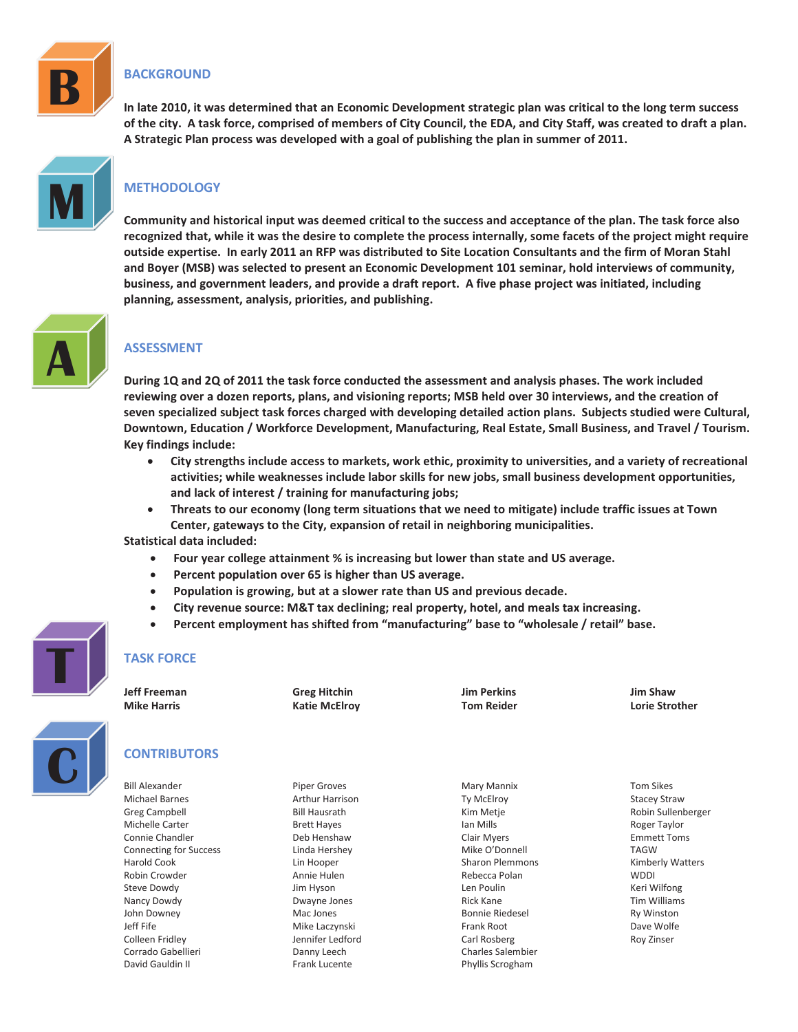## BACKGROUND

**In late 2010, it was determined that an Economic Development strategic plan was critical to the long term success of the city. A task force, comprised of members of City Council, the EDA, and City Staff, was created to draft a plan. A Strategic Plan process was developed with a goal of publishing the plan in summer of 2011.**

## METHODOLOGY

**Community and historical input was deemed critical to the success and acceptance of the plan. The task force also recognized that, while it was the desire to complete the process internally, some facets of the project might require outside expertise. In early 2011 an RFP was distributed to Site Location Consultants and the firm of Moran Stahl and Boyer (MSB) was selected to present an Economic Development 101 seminar, hold interviews of community, business, and government leaders, and provide a draft report. A five phase project was initiated, including planning, assessment, analysis, priorities, and publishing.**

## ASSESSMENT

**During 1Q and 2Q of 2011 the task force conducted the assessment and analysis phases. The work included reviewing over a dozen reports, plans, and visioning reports; MSB held over 30 interviews, and the creation of seven specialized subject task forces charged with developing detailed action plans. Subjects studied were Cultural, Downtown, Education / Workforce Development, Manufacturing, Real Estate, Small Business, and Travel / Tourism. Key findings include:**

- **City strengths include access to markets, work ethic, proximity to universities, and a variety of recreational activities; while weaknesses include labor skills for new jobs, small business development opportunities, and lack of interest / training for manufacturing jobs;**
- **Threats to our economy (long term situations that we need to mitigate) include traffic issues at Town Center, gateways to the City, expansion of retail in neighboring municipalities.**

**Statistical data included:**

- **Four year college attainment % is increasing but lower than state and US average.**
- **Percent population over 65 is higher than US average.**
- **Population is growing, but at a slower rate than US and previous decade.**
- **City revenue source: M&T tax declining; real property, hotel, and meals tax increasing.**
- **Percent employment has shifted from "manufacturing" base to "wholesale / retail" base.**

## TASK FORCE

**Jeff Freeman**
**Mike Harris**
**Greg Hitchin**
**Katie McElroy**
**Jim Perkins**
**Tom Reider**
**Jim Shaw**
**Lorie Strother**

## CONTRIBUTORS

Bill Alexander
Michael Barnes
Greg Campbell
Michelle Carter
Connie Chandler
Connecting for Success
Harold Cook
Robin Crowder
Steve Dowdy
Nancy Dowdy
John Downey
Jeff Fife
Colleen Fridley
Corrado Gabellieri
David Gauldin II
Piper Groves
Arthur Harrison
Bill Hausrath
Brett Hayes
Deb Henshaw
Linda Hershey
Lin Hooper
Annie Hulen
Jim Hyson
Dwayne Jones
Mac Jones
Mike Laczynski
Jennifer Ledford
Danny Leech
Frank Lucente
Mary Mannix
Ty McElroy
Kim Metje
Ian Mills
Clair Myers
Mike O'Donnell
Sharon Plemmons
Rebecca Polan
Len Poulin
Rick Kane
Bonnie Riedesel
Frank Root
Carl Rosberg
Charles Salembier
Phyllis Scrogham
Tom Sikes
Stacey Straw
Robin Sullenberger
Roger Taylor
Emmett Toms
TAGW
Kimberly Watters
WDDI
Keri Wilfong
Tim Williams
Ry Winston
Dave Wolfe
Roy Zinser